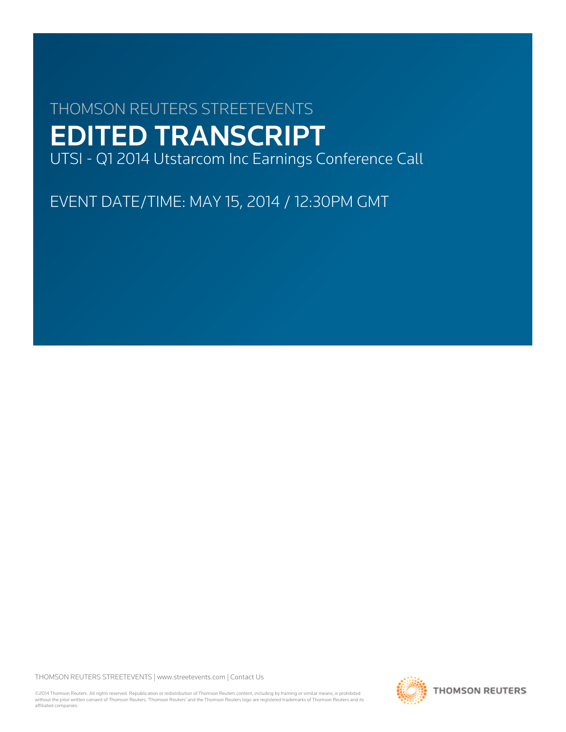THOMSON REUTERS STREETEVENTS

# EDITED TRANSCRIPT

UTSI - Q1 2014 Utstarcom Inc Earnings Conference Call

EVENT DATE/TIME: MAY 15, 2014 / 12:30PM GMT

THOMSON REUTERS STREETEVENTS | www.streetevents.com | Contact Us

©2014 Thomson Reuters. All rights reserved. Republication or redistribution of Thomson Reuters content, including by framing or similar means, is prohibited without the prior written consent of Thomson Reuters. 'Thomson Reuters' and the Thomson Reuters logo are registered trademarks of Thomson Reuters and its affiliated companies.

THOMSON REUTERS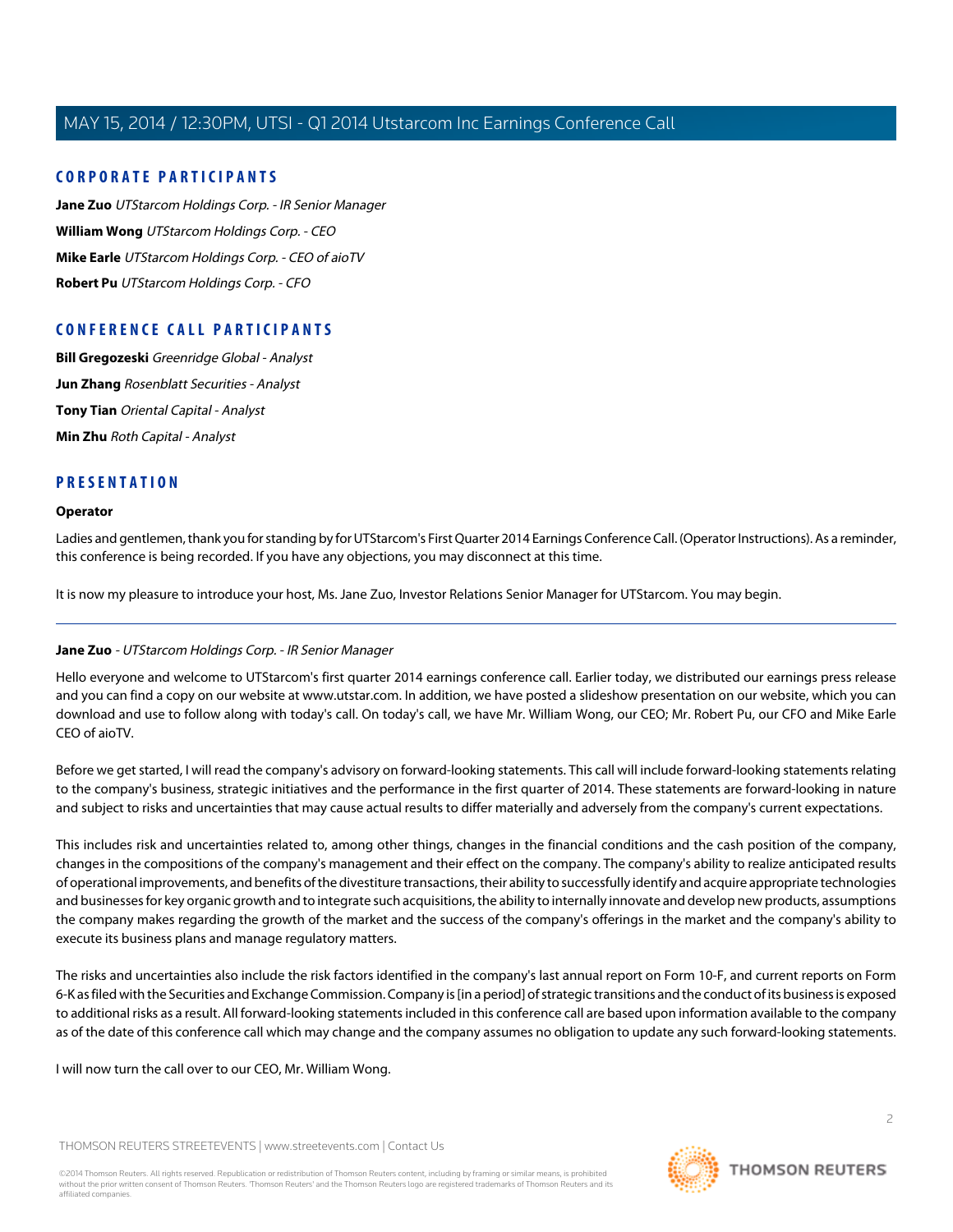## CORPORATE PARTICIPANTS

**Jane Zuo** *UTStarcom Holdings Corp. - IR Senior Manager*

**William Wong** *UTStarcom Holdings Corp. - CEO*

**Mike Earle** *UTStarcom Holdings Corp. - CEO of aioTV*

**Robert Pu** *UTStarcom Holdings Corp. - CFO*

## CONFERENCE CALL PARTICIPANTS

**Bill Gregozeski** *Greenridge Global - Analyst*

**Jun Zhang** *Rosenblatt Securities - Analyst*

**Tony Tian** *Oriental Capital - Analyst*

**Min Zhu** *Roth Capital - Analyst*

## PRESENTATION

### Operator

Ladies and gentlemen, thank you for standing by for UTStarcom's First Quarter 2014 Earnings Conference Call. (Operator Instructions). As a reminder, this conference is being recorded. If you have any objections, you may disconnect at this time.

It is now my pleasure to introduce your host, Ms. Jane Zuo, Investor Relations Senior Manager for UTStarcom. You may begin.

---

### Jane Zuo - *UTStarcom Holdings Corp. - IR Senior Manager*

Hello everyone and welcome to UTStarcom's first quarter 2014 earnings conference call. Earlier today, we distributed our earnings press release and you can find a copy on our website at www.utstar.com. In addition, we have posted a slideshow presentation on our website, which you can download and use to follow along with today's call. On today's call, we have Mr. William Wong, our CEO; Mr. Robert Pu, our CFO and Mike Earle CEO of aioTV.

Before we get started, I will read the company's advisory on forward-looking statements. This call will include forward-looking statements relating to the company's business, strategic initiatives and the performance in the first quarter of 2014. These statements are forward-looking in nature and subject to risks and uncertainties that may cause actual results to differ materially and adversely from the company's current expectations.

This includes risk and uncertainties related to, among other things, changes in the financial conditions and the cash position of the company, changes in the compositions of the company's management and their effect on the company. The company's ability to realize anticipated results of operational improvements, and benefits of the divestiture transactions, their ability to successfully identify and acquire appropriate technologies and businesses for key organic growth and to integrate such acquisitions, the ability to internally innovate and develop new products, assumptions the company makes regarding the growth of the market and the success of the company's offerings in the market and the company's ability to execute its business plans and manage regulatory matters.

The risks and uncertainties also include the risk factors identified in the company's last annual report on Form 10-F, and current reports on Form 6-K as filed with the Securities and Exchange Commission. Company is [in a period] of strategic transitions and the conduct of its business is exposed to additional risks as a result. All forward-looking statements included in this conference call are based upon information available to the company as of the date of this conference call which may change and the company assumes no obligation to update any such forward-looking statements.

I will now turn the call over to our CEO, Mr. William Wong.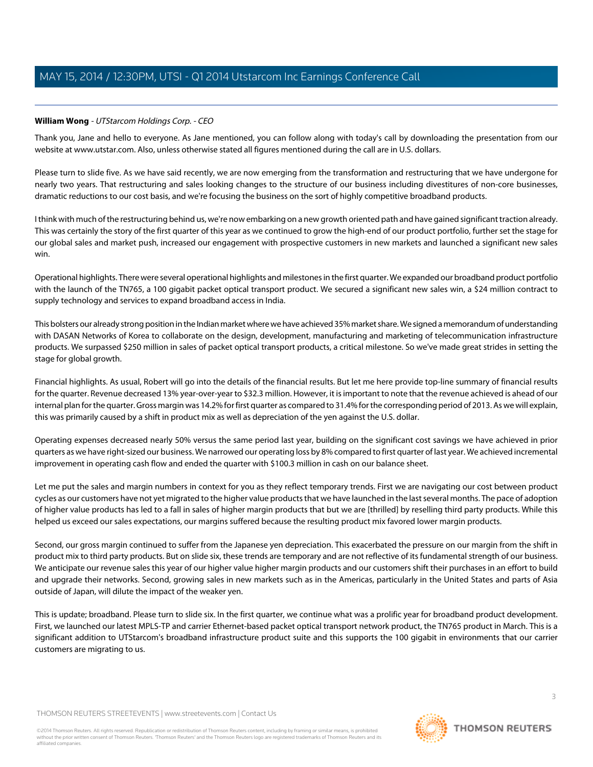**William Wong** - *UTStarcom Holdings Corp. - CEO*

Thank you, Jane and hello to everyone. As Jane mentioned, you can follow along with today's call by downloading the presentation from our website at www.utstar.com. Also, unless otherwise stated all figures mentioned during the call are in U.S. dollars.

Please turn to slide five. As we have said recently, we are now emerging from the transformation and restructuring that we have undergone for nearly two years. That restructuring and sales looking changes to the structure of our business including divestitures of non-core businesses, dramatic reductions to our cost basis, and we're focusing the business on the sort of highly competitive broadband products.

I think with much of the restructuring behind us, we're now embarking on a new growth oriented path and have gained significant traction already. This was certainly the story of the first quarter of this year as we continued to grow the high-end of our product portfolio, further set the stage for our global sales and market push, increased our engagement with prospective customers in new markets and launched a significant new sales win.

Operational highlights. There were several operational highlights and milestones in the first quarter. We expanded our broadband product portfolio with the launch of the TN765, a 100 gigabit packet optical transport product. We secured a significant new sales win, a $24 million contract to supply technology and services to expand broadband access in India.

This bolsters our already strong position in the Indian market where we have achieved 35% market share. We signed a memorandum of understanding with DASAN Networks of Korea to collaborate on the design, development, manufacturing and marketing of telecommunication infrastructure products. We surpassed $250 million in sales of packet optical transport products, a critical milestone. So we've made great strides in setting the stage for global growth.

Financial highlights. As usual, Robert will go into the details of the financial results. But let me here provide top-line summary of financial results for the quarter. Revenue decreased 13% year-over-year to $32.3 million. However, it is important to note that the revenue achieved is ahead of our internal plan for the quarter. Gross margin was 14.2% for first quarter as compared to 31.4% for the corresponding period of 2013. As we will explain, this was primarily caused by a shift in product mix as well as depreciation of the yen against the U.S. dollar.

Operating expenses decreased nearly 50% versus the same period last year, building on the significant cost savings we have achieved in prior quarters as we have right-sized our business. We narrowed our operating loss by 8% compared to first quarter of last year. We achieved incremental improvement in operating cash flow and ended the quarter with $100.3 million in cash on our balance sheet.

Let me put the sales and margin numbers in context for you as they reflect temporary trends. First we are navigating our cost between product cycles as our customers have not yet migrated to the higher value products that we have launched in the last several months. The pace of adoption of higher value products has led to a fall in sales of higher margin products that but we are [thrilled] by reselling third party products. While this helped us exceed our sales expectations, our margins suffered because the resulting product mix favored lower margin products.

Second, our gross margin continued to suffer from the Japanese yen depreciation. This exacerbated the pressure on our margin from the shift in product mix to third party products. But on slide six, these trends are temporary and are not reflective of its fundamental strength of our business. We anticipate our revenue sales this year of our higher value higher margin products and our customers shift their purchases in an effort to build and upgrade their networks. Second, growing sales in new markets such as in the Americas, particularly in the United States and parts of Asia outside of Japan, will dilute the impact of the weaker yen.

This is update; broadband. Please turn to slide six. In the first quarter, we continue what was a prolific year for broadband product development. First, we launched our latest MPLS-TP and carrier Ethernet-based packet optical transport network product, the TN765 product in March. This is a significant addition to UTStarcom's broadband infrastructure product suite and this supports the 100 gigabit in environments that our carrier customers are migrating to us.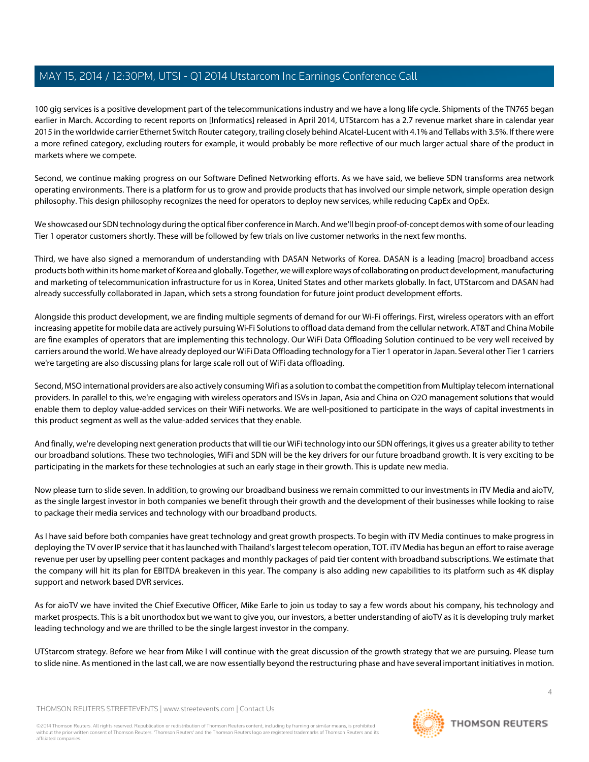100 gig services is a positive development part of the telecommunications industry and we have a long life cycle. Shipments of the TN765 began earlier in March. According to recent reports on [Informatics] released in April 2014, UTStarcom has a 2.7 revenue market share in calendar year 2015 in the worldwide carrier Ethernet Switch Router category, trailing closely behind Alcatel-Lucent with 4.1% and Tellabs with 3.5%. If there were a more refined category, excluding routers for example, it would probably be more reflective of our much larger actual share of the product in markets where we compete.

Second, we continue making progress on our Software Defined Networking efforts. As we have said, we believe SDN transforms area network operating environments. There is a platform for us to grow and provide products that has involved our simple network, simple operation design philosophy. This design philosophy recognizes the need for operators to deploy new services, while reducing CapEx and OpEx.

We showcased our SDN technology during the optical fiber conference in March. And we'll begin proof-of-concept demos with some of our leading Tier 1 operator customers shortly. These will be followed by few trials on live customer networks in the next few months.

Third, we have also signed a memorandum of understanding with DASAN Networks of Korea. DASAN is a leading [macro] broadband access products both within its home market of Korea and globally. Together, we will explore ways of collaborating on product development, manufacturing and marketing of telecommunication infrastructure for us in Korea, United States and other markets globally. In fact, UTStarcom and DASAN had already successfully collaborated in Japan, which sets a strong foundation for future joint product development efforts.

Alongside this product development, we are finding multiple segments of demand for our Wi-Fi offerings. First, wireless operators with an effort increasing appetite for mobile data are actively pursuing Wi-Fi Solutions to offload data demand from the cellular network. AT&T and China Mobile are fine examples of operators that are implementing this technology. Our WiFi Data Offloading Solution continued to be very well received by carriers around the world. We have already deployed our WiFi Data Offloading technology for a Tier 1 operator in Japan. Several other Tier 1 carriers we're targeting are also discussing plans for large scale roll out of WiFi data offloading.

Second, MSO international providers are also actively consuming Wifi as a solution to combat the competition from Multiplay telecom international providers. In parallel to this, we're engaging with wireless operators and ISVs in Japan, Asia and China on O2O management solutions that would enable them to deploy value-added services on their WiFi networks. We are well-positioned to participate in the ways of capital investments in this product segment as well as the value-added services that they enable.

And finally, we're developing next generation products that will tie our WiFi technology into our SDN offerings, it gives us a greater ability to tether our broadband solutions. These two technologies, WiFi and SDN will be the key drivers for our future broadband growth. It is very exciting to be participating in the markets for these technologies at such an early stage in their growth. This is update new media.

Now please turn to slide seven. In addition, to growing our broadband business we remain committed to our investments in iTV Media and aioTV, as the single largest investor in both companies we benefit through their growth and the development of their businesses while looking to raise to package their media services and technology with our broadband products.

As I have said before both companies have great technology and great growth prospects. To begin with iTV Media continues to make progress in deploying the TV over IP service that it has launched with Thailand's largest telecom operation, TOT. iTV Media has begun an effort to raise average revenue per user by upselling peer content packages and monthly packages of paid tier content with broadband subscriptions. We estimate that the company will hit its plan for EBITDA breakeven in this year. The company is also adding new capabilities to its platform such as 4K display support and network based DVR services.

As for aioTV we have invited the Chief Executive Officer, Mike Earle to join us today to say a few words about his company, his technology and market prospects. This is a bit unorthodox but we want to give you, our investors, a better understanding of aioTV as it is developing truly market leading technology and we are thrilled to be the single largest investor in the company.

UTStarcom strategy. Before we hear from Mike I will continue with the great discussion of the growth strategy that we are pursuing. Please turn to slide nine. As mentioned in the last call, we are now essentially beyond the restructuring phase and have several important initiatives in motion.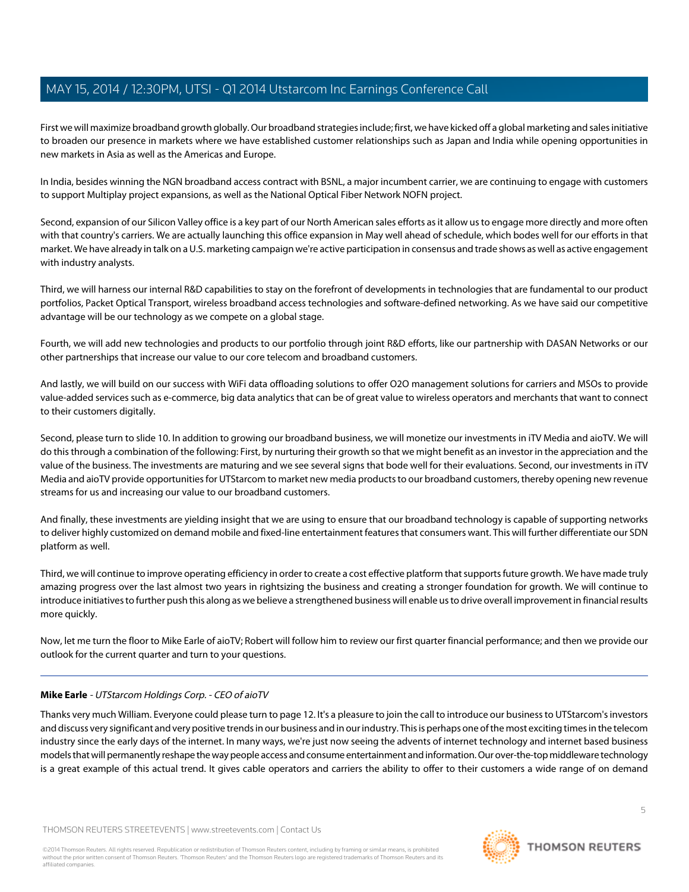First we will maximize broadband growth globally. Our broadband strategies include; first, we have kicked off a global marketing and sales initiative to broaden our presence in markets where we have established customer relationships such as Japan and India while opening opportunities in new markets in Asia as well as the Americas and Europe.

In India, besides winning the NGN broadband access contract with BSNL, a major incumbent carrier, we are continuing to engage with customers to support Multiplay project expansions, as well as the National Optical Fiber Network NOFN project.

Second, expansion of our Silicon Valley office is a key part of our North American sales efforts as it allow us to engage more directly and more often with that country's carriers. We are actually launching this office expansion in May well ahead of schedule, which bodes well for our efforts in that market. We have already in talk on a U.S. marketing campaign we're active participation in consensus and trade shows as well as active engagement with industry analysts.

Third, we will harness our internal R&D capabilities to stay on the forefront of developments in technologies that are fundamental to our product portfolios, Packet Optical Transport, wireless broadband access technologies and software-defined networking. As we have said our competitive advantage will be our technology as we compete on a global stage.

Fourth, we will add new technologies and products to our portfolio through joint R&D efforts, like our partnership with DASAN Networks or our other partnerships that increase our value to our core telecom and broadband customers.

And lastly, we will build on our success with WiFi data offloading solutions to offer O2O management solutions for carriers and MSOs to provide value-added services such as e-commerce, big data analytics that can be of great value to wireless operators and merchants that want to connect to their customers digitally.

Second, please turn to slide 10. In addition to growing our broadband business, we will monetize our investments in iTV Media and aioTV. We will do this through a combination of the following: First, by nurturing their growth so that we might benefit as an investor in the appreciation and the value of the business. The investments are maturing and we see several signs that bode well for their evaluations. Second, our investments in iTV Media and aioTV provide opportunities for UTStarcom to market new media products to our broadband customers, thereby opening new revenue streams for us and increasing our value to our broadband customers.

And finally, these investments are yielding insight that we are using to ensure that our broadband technology is capable of supporting networks to deliver highly customized on demand mobile and fixed-line entertainment features that consumers want. This will further differentiate our SDN platform as well.

Third, we will continue to improve operating efficiency in order to create a cost effective platform that supports future growth. We have made truly amazing progress over the last almost two years in rightsizing the business and creating a stronger foundation for growth. We will continue to introduce initiatives to further push this along as we believe a strengthened business will enable us to drive overall improvement in financial results more quickly.

Now, let me turn the floor to Mike Earle of aioTV; Robert will follow him to review our first quarter financial performance; and then we provide our outlook for the current quarter and turn to your questions.

---

**Mike Earle** - *UTStarcom Holdings Corp. - CEO of aioTV*

Thanks very much William. Everyone could please turn to page 12. It's a pleasure to join the call to introduce our business to UTStarcom's investors and discuss very significant and very positive trends in our business and in our industry. This is perhaps one of the most exciting times in the telecom industry since the early days of the internet. In many ways, we're just now seeing the advents of internet technology and internet based business models that will permanently reshape the way people access and consume entertainment and information. Our over-the-top middleware technology is a great example of this actual trend. It gives cable operators and carriers the ability to offer to their customers a wide range of on demand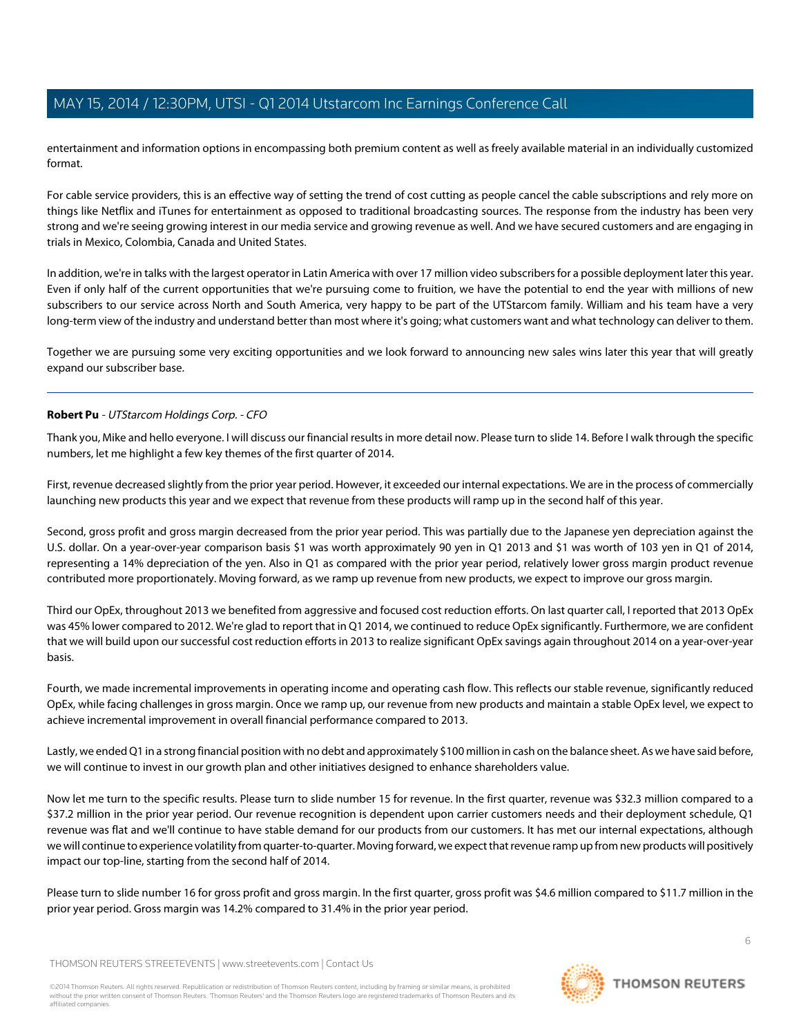entertainment and information options in encompassing both premium content as well as freely available material in an individually customized format.

For cable service providers, this is an effective way of setting the trend of cost cutting as people cancel the cable subscriptions and rely more on things like Netflix and iTunes for entertainment as opposed to traditional broadcasting sources. The response from the industry has been very strong and we're seeing growing interest in our media service and growing revenue as well. And we have secured customers and are engaging in trials in Mexico, Colombia, Canada and United States.

In addition, we're in talks with the largest operator in Latin America with over 17 million video subscribers for a possible deployment later this year. Even if only half of the current opportunities that we're pursuing come to fruition, we have the potential to end the year with millions of new subscribers to our service across North and South America, very happy to be part of the UTStarcom family. William and his team have a very long-term view of the industry and understand better than most where it's going; what customers want and what technology can deliver to them.

Together we are pursuing some very exciting opportunities and we look forward to announcing new sales wins later this year that will greatly expand our subscriber base.

---

**Robert Pu** - *UTStarcom Holdings Corp. - CFO*

Thank you, Mike and hello everyone. I will discuss our financial results in more detail now. Please turn to slide 14. Before I walk through the specific numbers, let me highlight a few key themes of the first quarter of 2014.

First, revenue decreased slightly from the prior year period. However, it exceeded our internal expectations. We are in the process of commercially launching new products this year and we expect that revenue from these products will ramp up in the second half of this year.

Second, gross profit and gross margin decreased from the prior year period. This was partially due to the Japanese yen depreciation against the U.S. dollar. On a year-over-year comparison basis $1 was worth approximately 90 yen in Q1 2013 and $1 was worth of 103 yen in Q1 of 2014, representing a 14% depreciation of the yen. Also in Q1 as compared with the prior year period, relatively lower gross margin product revenue contributed more proportionately. Moving forward, as we ramp up revenue from new products, we expect to improve our gross margin.

Third our OpEx, throughout 2013 we benefited from aggressive and focused cost reduction efforts. On last quarter call, I reported that 2013 OpEx was 45% lower compared to 2012. We're glad to report that in Q1 2014, we continued to reduce OpEx significantly. Furthermore, we are confident that we will build upon our successful cost reduction efforts in 2013 to realize significant OpEx savings again throughout 2014 on a year-over-year basis.

Fourth, we made incremental improvements in operating income and operating cash flow. This reflects our stable revenue, significantly reduced OpEx, while facing challenges in gross margin. Once we ramp up, our revenue from new products and maintain a stable OpEx level, we expect to achieve incremental improvement in overall financial performance compared to 2013.

Lastly, we ended Q1 in a strong financial position with no debt and approximately $100 million in cash on the balance sheet. As we have said before, we will continue to invest in our growth plan and other initiatives designed to enhance shareholders value.

Now let me turn to the specific results. Please turn to slide number 15 for revenue. In the first quarter, revenue was $32.3 million compared to a $37.2 million in the prior year period. Our revenue recognition is dependent upon carrier customers needs and their deployment schedule, Q1 revenue was flat and we'll continue to have stable demand for our products from our customers. It has met our internal expectations, although we will continue to experience volatility from quarter-to-quarter. Moving forward, we expect that revenue ramp up from new products will positively impact our top-line, starting from the second half of 2014.

Please turn to slide number 16 for gross profit and gross margin. In the first quarter, gross profit was $4.6 million compared to $11.7 million in the prior year period. Gross margin was 14.2% compared to 31.4% in the prior year period.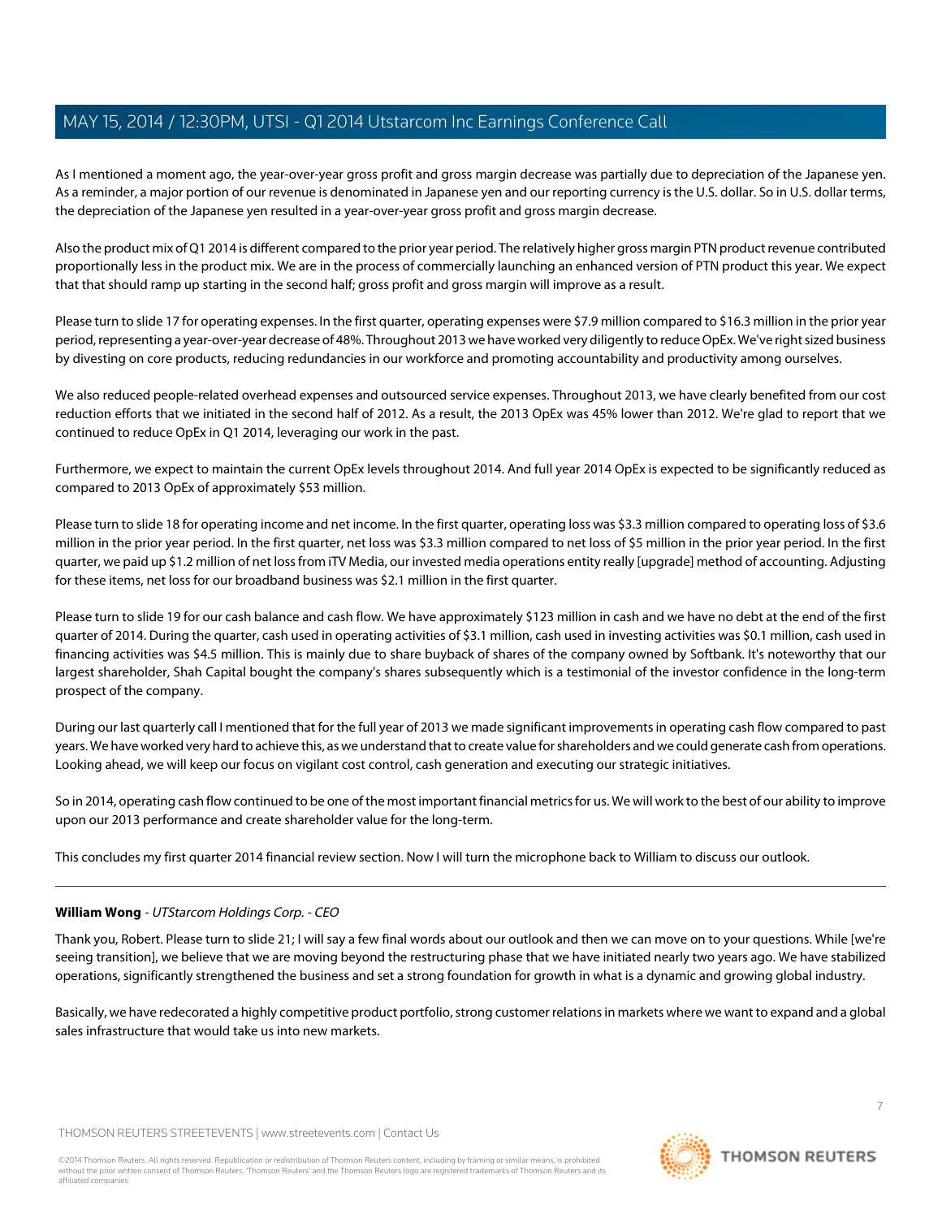As I mentioned a moment ago, the year-over-year gross profit and gross margin decrease was partially due to depreciation of the Japanese yen. As a reminder, a major portion of our revenue is denominated in Japanese yen and our reporting currency is the U.S. dollar. So in U.S. dollar terms, the depreciation of the Japanese yen resulted in a year-over-year gross profit and gross margin decrease.

Also the product mix of Q1 2014 is different compared to the prior year period. The relatively higher gross margin PTN product revenue contributed proportionally less in the product mix. We are in the process of commercially launching an enhanced version of PTN product this year. We expect that that should ramp up starting in the second half; gross profit and gross margin will improve as a result.

Please turn to slide 17 for operating expenses. In the first quarter, operating expenses were $7.9 million compared to $16.3 million in the prior year period, representing a year-over-year decrease of 48%. Throughout 2013 we have worked very diligently to reduce OpEx. We've right sized business by divesting on core products, reducing redundancies in our workforce and promoting accountability and productivity among ourselves.

We also reduced people-related overhead expenses and outsourced service expenses. Throughout 2013, we have clearly benefited from our cost reduction efforts that we initiated in the second half of 2012. As a result, the 2013 OpEx was 45% lower than 2012. We're glad to report that we continued to reduce OpEx in Q1 2014, leveraging our work in the past.

Furthermore, we expect to maintain the current OpEx levels throughout 2014. And full year 2014 OpEx is expected to be significantly reduced as compared to 2013 OpEx of approximately $53 million.

Please turn to slide 18 for operating income and net income. In the first quarter, operating loss was $3.3 million compared to operating loss of $3.6 million in the prior year period. In the first quarter, net loss was $3.3 million compared to net loss of $5 million in the prior year period. In the first quarter, we paid up $1.2 million of net loss from iTV Media, our invested media operations entity really [upgrade] method of accounting. Adjusting for these items, net loss for our broadband business was $2.1 million in the first quarter.

Please turn to slide 19 for our cash balance and cash flow. We have approximately $123 million in cash and we have no debt at the end of the first quarter of 2014. During the quarter, cash used in operating activities of $3.1 million, cash used in investing activities was $0.1 million, cash used in financing activities was $4.5 million. This is mainly due to share buyback of shares of the company owned by Softbank. It's noteworthy that our largest shareholder, Shah Capital bought the company's shares subsequently which is a testimonial of the investor confidence in the long-term prospect of the company.

During our last quarterly call I mentioned that for the full year of 2013 we made significant improvements in operating cash flow compared to past years. We have worked very hard to achieve this, as we understand that to create value for shareholders and we could generate cash from operations. Looking ahead, we will keep our focus on vigilant cost control, cash generation and executing our strategic initiatives.

So in 2014, operating cash flow continued to be one of the most important financial metrics for us. We will work to the best of our ability to improve upon our 2013 performance and create shareholder value for the long-term.

This concludes my first quarter 2014 financial review section. Now I will turn the microphone back to William to discuss our outlook.

---

**William Wong** - *UTStarcom Holdings Corp. - CEO*

Thank you, Robert. Please turn to slide 21; I will say a few final words about our outlook and then we can move on to your questions. While [we're seeing transition], we believe that we are moving beyond the restructuring phase that we have initiated nearly two years ago. We have stabilized operations, significantly strengthened the business and set a strong foundation for growth in what is a dynamic and growing global industry.

Basically, we have redecorated a highly competitive product portfolio, strong customer relations in markets where we want to expand and a global sales infrastructure that would take us into new markets.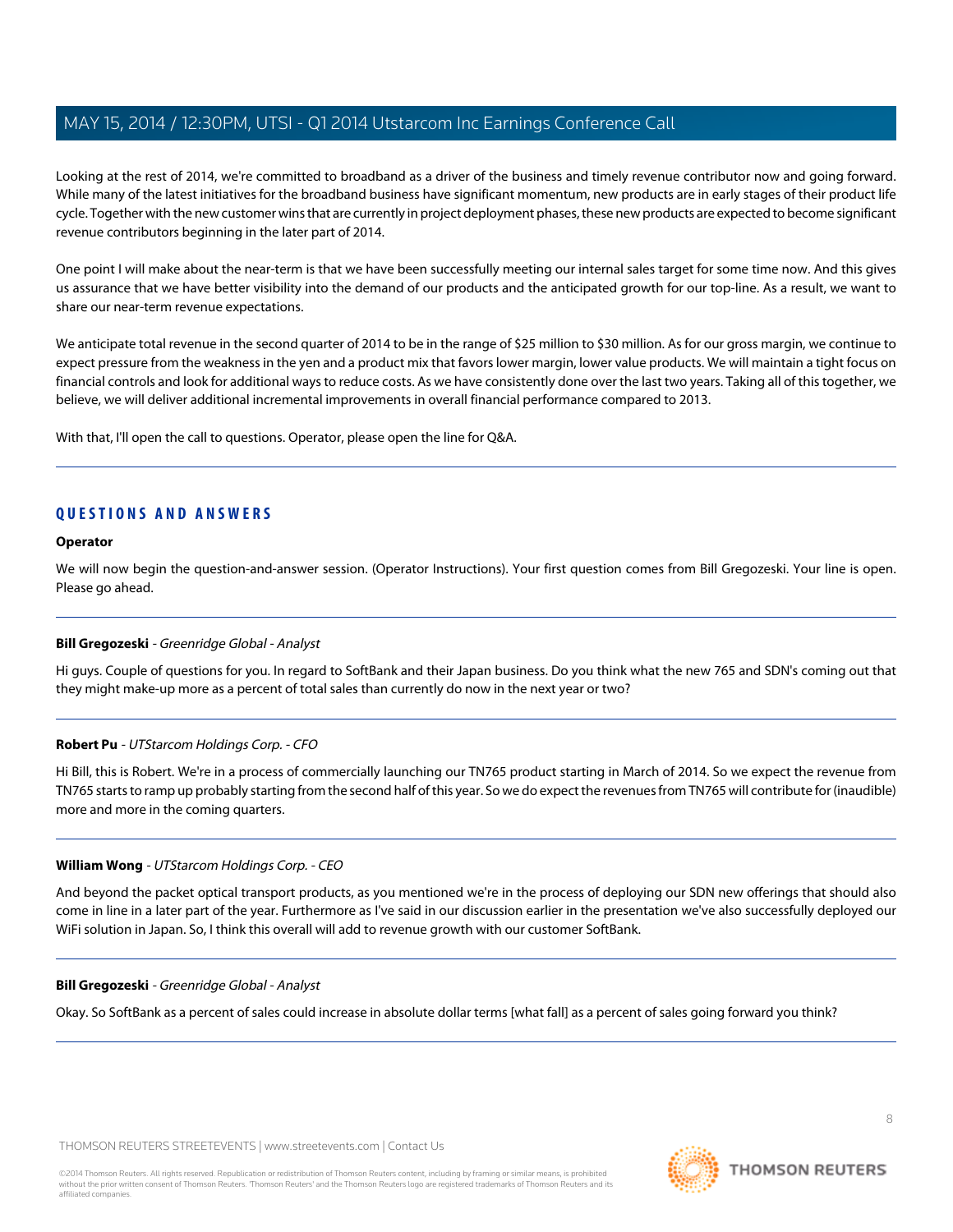Looking at the rest of 2014, we're committed to broadband as a driver of the business and timely revenue contributor now and going forward. While many of the latest initiatives for the broadband business have significant momentum, new products are in early stages of their product life cycle. Together with the new customer wins that are currently in project deployment phases, these new products are expected to become significant revenue contributors beginning in the later part of 2014.

One point I will make about the near-term is that we have been successfully meeting our internal sales target for some time now. And this gives us assurance that we have better visibility into the demand of our products and the anticipated growth for our top-line. As a result, we want to share our near-term revenue expectations.

We anticipate total revenue in the second quarter of 2014 to be in the range of $25 million to $30 million. As for our gross margin, we continue to expect pressure from the weakness in the yen and a product mix that favors lower margin, lower value products. We will maintain a tight focus on financial controls and look for additional ways to reduce costs. As we have consistently done over the last two years. Taking all of this together, we believe, we will deliver additional incremental improvements in overall financial performance compared to 2013.

With that, I'll open the call to questions. Operator, please open the line for Q&A.

## QUESTIONS AND ANSWERS

**Operator**

We will now begin the question-and-answer session. (Operator Instructions). Your first question comes from Bill Gregozeski. Your line is open. Please go ahead.

**Bill Gregozeski** - *Greenridge Global - Analyst*

Hi guys. Couple of questions for you. In regard to SoftBank and their Japan business. Do you think what the new 765 and SDN's coming out that they might make-up more as a percent of total sales than currently do now in the next year or two?

**Robert Pu** - *UTStarcom Holdings Corp. - CFO*

Hi Bill, this is Robert. We're in a process of commercially launching our TN765 product starting in March of 2014. So we expect the revenue from TN765 starts to ramp up probably starting from the second half of this year. So we do expect the revenues from TN765 will contribute for (inaudible) more and more in the coming quarters.

**William Wong** - *UTStarcom Holdings Corp. - CEO*

And beyond the packet optical transport products, as you mentioned we're in the process of deploying our SDN new offerings that should also come in line in a later part of the year. Furthermore as I've said in our discussion earlier in the presentation we've also successfully deployed our WiFi solution in Japan. So, I think this overall will add to revenue growth with our customer SoftBank.

**Bill Gregozeski** - *Greenridge Global - Analyst*

Okay. So SoftBank as a percent of sales could increase in absolute dollar terms [what fall] as a percent of sales going forward you think?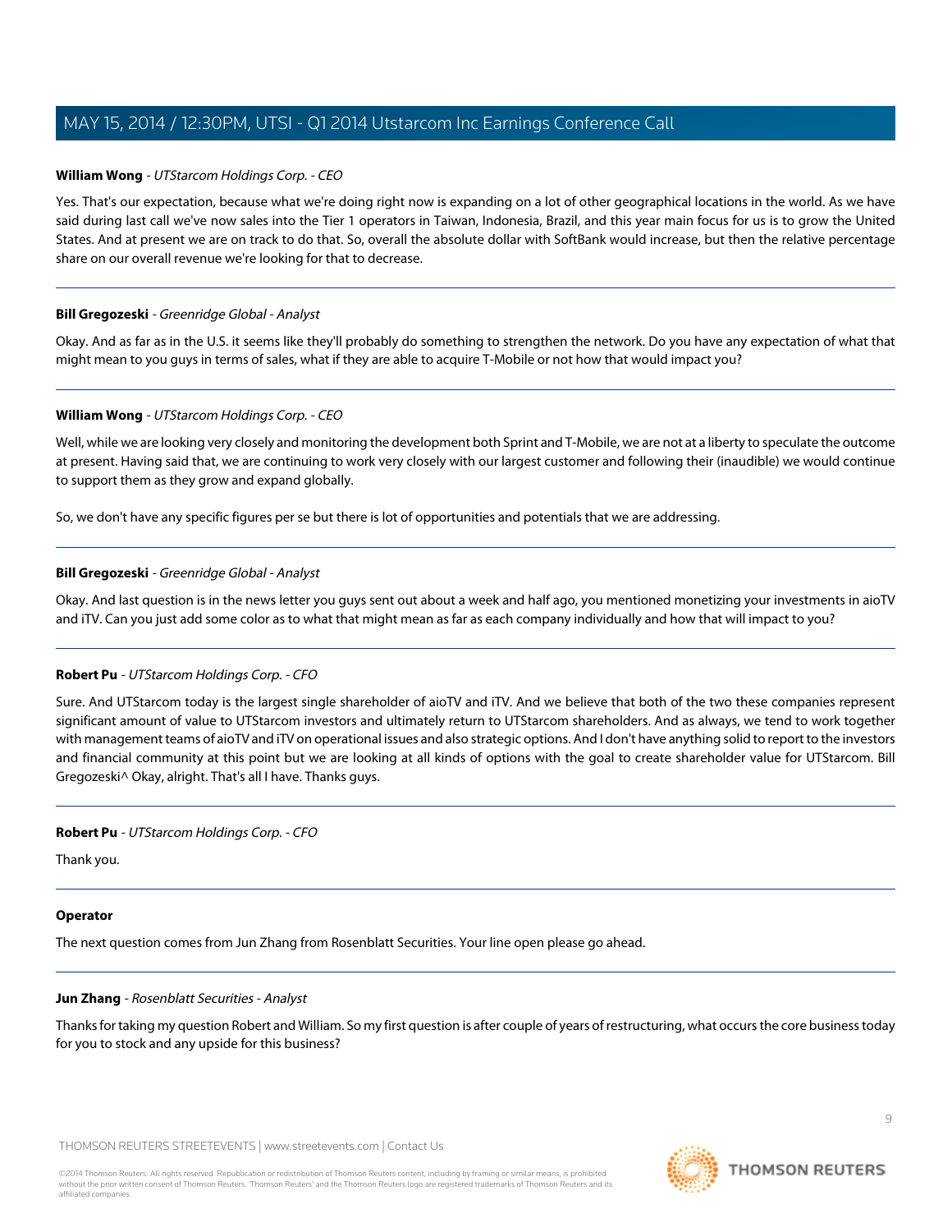**William Wong** - *UTStarcom Holdings Corp. - CEO*

Yes. That's our expectation, because what we're doing right now is expanding on a lot of other geographical locations in the world. As we have said during last call we've now sales into the Tier 1 operators in Taiwan, Indonesia, Brazil, and this year main focus for us is to grow the United States. And at present we are on track to do that. So, overall the absolute dollar with SoftBank would increase, but then the relative percentage share on our overall revenue we're looking for that to decrease.

---

**Bill Gregozeski** - *Greenridge Global - Analyst*

Okay. And as far as in the U.S. it seems like they'll probably do something to strengthen the network. Do you have any expectation of what that might mean to you guys in terms of sales, what if they are able to acquire T-Mobile or not how that would impact you?

---

**William Wong** - *UTStarcom Holdings Corp. - CEO*

Well, while we are looking very closely and monitoring the development both Sprint and T-Mobile, we are not at a liberty to speculate the outcome at present. Having said that, we are continuing to work very closely with our largest customer and following their (inaudible) we would continue to support them as they grow and expand globally.

So, we don't have any specific figures per se but there is lot of opportunities and potentials that we are addressing.

---

**Bill Gregozeski** - *Greenridge Global - Analyst*

Okay. And last question is in the news letter you guys sent out about a week and half ago, you mentioned monetizing your investments in aioTV and iTV. Can you just add some color as to what that might mean as far as each company individually and how that will impact to you?

---

**Robert Pu** - *UTStarcom Holdings Corp. - CFO*

Sure. And UTStarcom today is the largest single shareholder of aioTV and iTV. And we believe that both of the two these companies represent significant amount of value to UTStarcom investors and ultimately return to UTStarcom shareholders. And as always, we tend to work together with management teams of aioTV and iTV on operational issues and also strategic options. And I don't have anything solid to report to the investors and financial community at this point but we are looking at all kinds of options with the goal to create shareholder value for UTStarcom. Bill Gregozeski^ Okay, alright. That's all I have. Thanks guys.

---

**Robert Pu** - *UTStarcom Holdings Corp. - CFO*

Thank you.

---

**Operator**

The next question comes from Jun Zhang from Rosenblatt Securities. Your line open please go ahead.

---

**Jun Zhang** - *Rosenblatt Securities - Analyst*

Thanks for taking my question Robert and William. So my first question is after couple of years of restructuring, what occurs the core business today for you to stock and any upside for this business?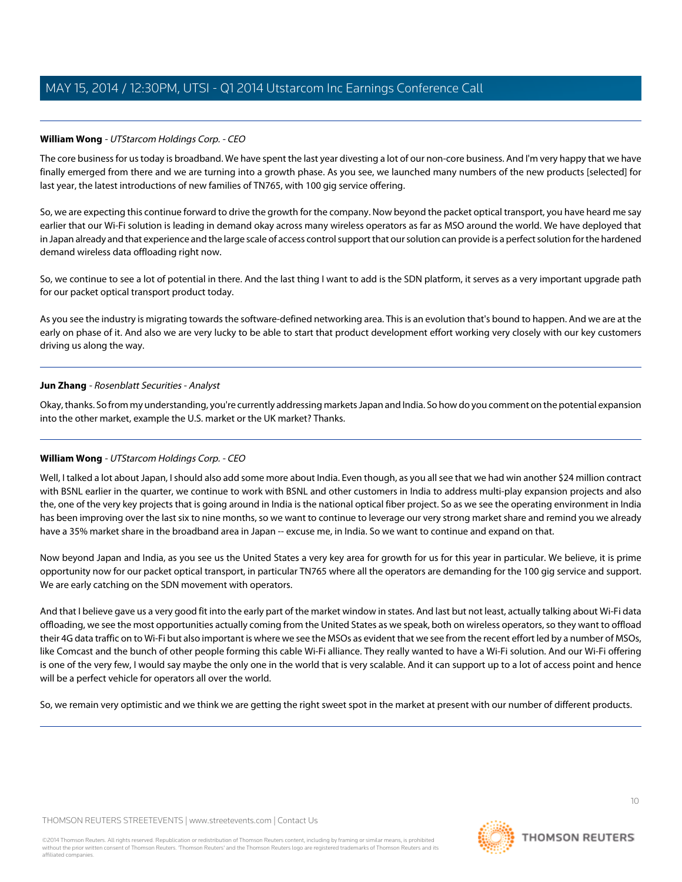**William Wong** - *UTStarcom Holdings Corp. - CEO*

The core business for us today is broadband. We have spent the last year divesting a lot of our non-core business. And I'm very happy that we have finally emerged from there and we are turning into a growth phase. As you see, we launched many numbers of the new products [selected] for last year, the latest introductions of new families of TN765, with 100 gig service offering.

So, we are expecting this continue forward to drive the growth for the company. Now beyond the packet optical transport, you have heard me say earlier that our Wi-Fi solution is leading in demand okay across many wireless operators as far as MSO around the world. We have deployed that in Japan already and that experience and the large scale of access control support that our solution can provide is a perfect solution for the hardened demand wireless data offloading right now.

So, we continue to see a lot of potential in there. And the last thing I want to add is the SDN platform, it serves as a very important upgrade path for our packet optical transport product today.

As you see the industry is migrating towards the software-defined networking area. This is an evolution that's bound to happen. And we are at the early on phase of it. And also we are very lucky to be able to start that product development effort working very closely with our key customers driving us along the way.

---

**Jun Zhang** - *Rosenblatt Securities - Analyst*

Okay, thanks. So from my understanding, you're currently addressing markets Japan and India. So how do you comment on the potential expansion into the other market, example the U.S. market or the UK market? Thanks.

---

**William Wong** - *UTStarcom Holdings Corp. - CEO*

Well, I talked a lot about Japan, I should also add some more about India. Even though, as you all see that we had win another $24 million contract with BSNL earlier in the quarter, we continue to work with BSNL and other customers in India to address multi-play expansion projects and also the, one of the very key projects that is going around in India is the national optical fiber project. So as we see the operating environment in India has been improving over the last six to nine months, so we want to continue to leverage our very strong market share and remind you we already have a 35% market share in the broadband area in Japan -- excuse me, in India. So we want to continue and expand on that.

Now beyond Japan and India, as you see us the United States a very key area for growth for us for this year in particular. We believe, it is prime opportunity now for our packet optical transport, in particular TN765 where all the operators are demanding for the 100 gig service and support. We are early catching on the SDN movement with operators.

And that I believe gave us a very good fit into the early part of the market window in states. And last but not least, actually talking about Wi-Fi data offloading, we see the most opportunities actually coming from the United States as we speak, both on wireless operators, so they want to offload their 4G data traffic on to Wi-Fi but also important is where we see the MSOs as evident that we see from the recent effort led by a number of MSOs, like Comcast and the bunch of other people forming this cable Wi-Fi alliance. They really wanted to have a Wi-Fi solution. And our Wi-Fi offering is one of the very few, I would say maybe the only one in the world that is very scalable. And it can support up to a lot of access point and hence will be a perfect vehicle for operators all over the world.

So, we remain very optimistic and we think we are getting the right sweet spot in the market at present with our number of different products.

---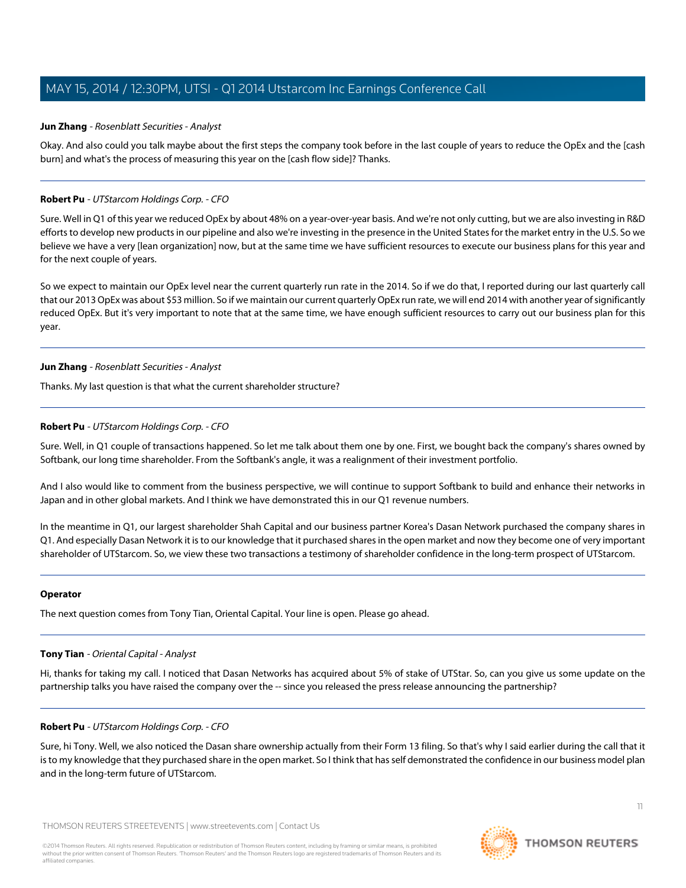**Jun Zhang** - *Rosenblatt Securities - Analyst*

Okay. And also could you talk maybe about the first steps the company took before in the last couple of years to reduce the OpEx and the [cash burn] and what's the process of measuring this year on the [cash flow side]? Thanks.

---

**Robert Pu** - *UTStarcom Holdings Corp. - CFO*

Sure. Well in Q1 of this year we reduced OpEx by about 48% on a year-over-year basis. And we're not only cutting, but we are also investing in R&D efforts to develop new products in our pipeline and also we're investing in the presence in the United States for the market entry in the U.S. So we believe we have a very [lean organization] now, but at the same time we have sufficient resources to execute our business plans for this year and for the next couple of years.

So we expect to maintain our OpEx level near the current quarterly run rate in the 2014. So if we do that, I reported during our last quarterly call that our 2013 OpEx was about $53 million. So if we maintain our current quarterly OpEx run rate, we will end 2014 with another year of significantly reduced OpEx. But it's very important to note that at the same time, we have enough sufficient resources to carry out our business plan for this year.

---

**Jun Zhang** - *Rosenblatt Securities - Analyst*

Thanks. My last question is that what the current shareholder structure?

---

**Robert Pu** - *UTStarcom Holdings Corp. - CFO*

Sure. Well, in Q1 couple of transactions happened. So let me talk about them one by one. First, we bought back the company's shares owned by Softbank, our long time shareholder. From the Softbank's angle, it was a realignment of their investment portfolio.

And I also would like to comment from the business perspective, we will continue to support Softbank to build and enhance their networks in Japan and in other global markets. And I think we have demonstrated this in our Q1 revenue numbers.

In the meantime in Q1, our largest shareholder Shah Capital and our business partner Korea's Dasan Network purchased the company shares in Q1. And especially Dasan Network it is to our knowledge that it purchased shares in the open market and now they become one of very important shareholder of UTStarcom. So, we view these two transactions a testimony of shareholder confidence in the long-term prospect of UTStarcom.

---

**Operator**

The next question comes from Tony Tian, Oriental Capital. Your line is open. Please go ahead.

---

**Tony Tian** - *Oriental Capital - Analyst*

Hi, thanks for taking my call. I noticed that Dasan Networks has acquired about 5% of stake of UTStar. So, can you give us some update on the partnership talks you have raised the company over the -- since you released the press release announcing the partnership?

---

**Robert Pu** - *UTStarcom Holdings Corp. - CFO*

Sure, hi Tony. Well, we also noticed the Dasan share ownership actually from their Form 13 filing. So that's why I said earlier during the call that it is to my knowledge that they purchased share in the open market. So I think that has self demonstrated the confidence in our business model plan and in the long-term future of UTStarcom.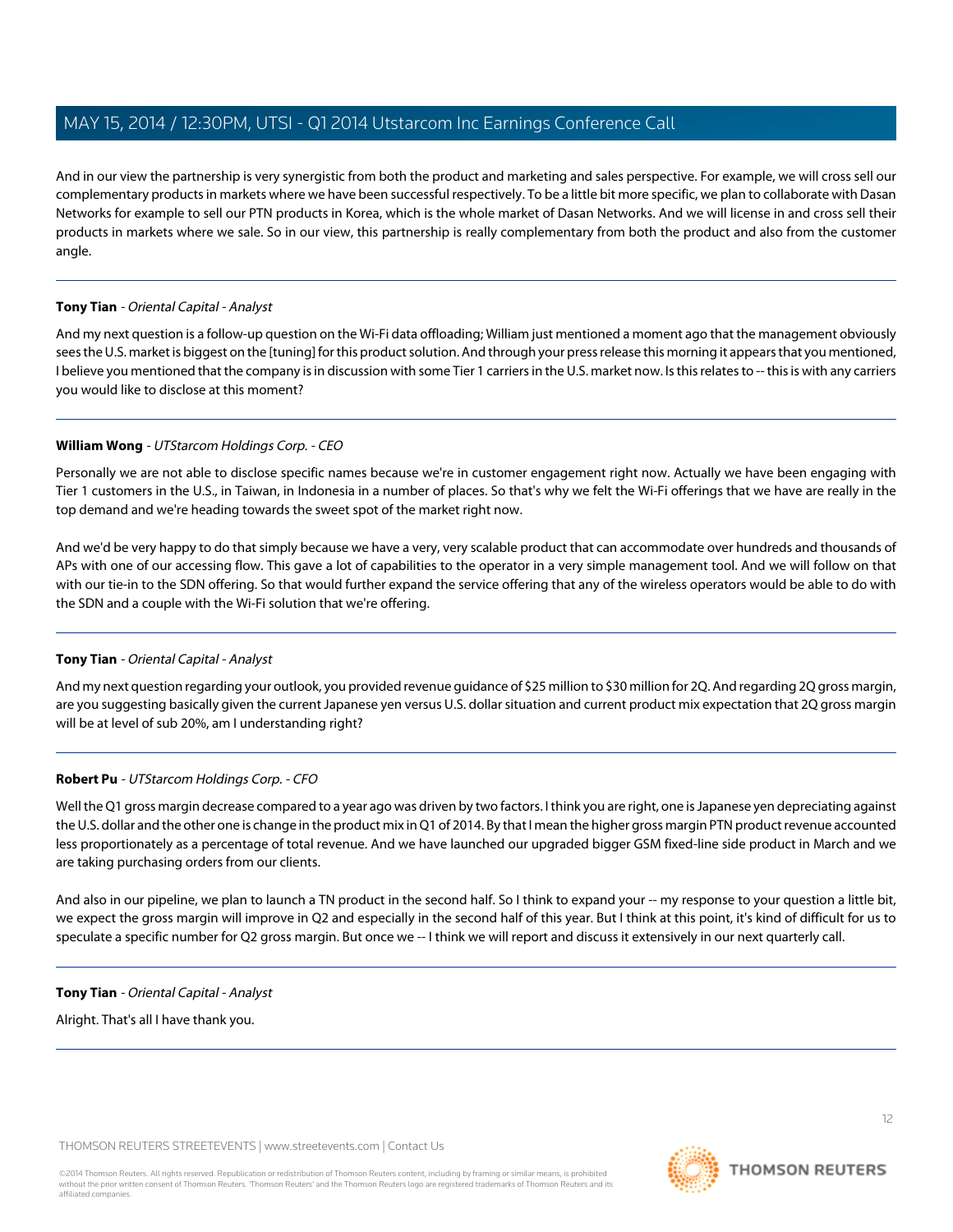And in our view the partnership is very synergistic from both the product and marketing and sales perspective. For example, we will cross sell our complementary products in markets where we have been successful respectively. To be a little bit more specific, we plan to collaborate with Dasan Networks for example to sell our PTN products in Korea, which is the whole market of Dasan Networks. And we will license in and cross sell their products in markets where we sale. So in our view, this partnership is really complementary from both the product and also from the customer angle.

---

**Tony Tian** - *Oriental Capital - Analyst*

And my next question is a follow-up question on the Wi-Fi data offloading; William just mentioned a moment ago that the management obviously sees the U.S. market is biggest on the [tuning] for this product solution. And through your press release this morning it appears that you mentioned, I believe you mentioned that the company is in discussion with some Tier 1 carriers in the U.S. market now. Is this relates to -- this is with any carriers you would like to disclose at this moment?

---

**William Wong** - *UTStarcom Holdings Corp. - CEO*

Personally we are not able to disclose specific names because we're in customer engagement right now. Actually we have been engaging with Tier 1 customers in the U.S., in Taiwan, in Indonesia in a number of places. So that's why we felt the Wi-Fi offerings that we have are really in the top demand and we're heading towards the sweet spot of the market right now.

And we'd be very happy to do that simply because we have a very, very scalable product that can accommodate over hundreds and thousands of APs with one of our accessing flow. This gave a lot of capabilities to the operator in a very simple management tool. And we will follow on that with our tie-in to the SDN offering. So that would further expand the service offering that any of the wireless operators would be able to do with the SDN and a couple with the Wi-Fi solution that we're offering.

---

**Tony Tian** - *Oriental Capital - Analyst*

And my next question regarding your outlook, you provided revenue guidance of $25 million to $30 million for 2Q. And regarding 2Q gross margin, are you suggesting basically given the current Japanese yen versus U.S. dollar situation and current product mix expectation that 2Q gross margin will be at level of sub 20%, am I understanding right?

---

**Robert Pu** - *UTStarcom Holdings Corp. - CFO*

Well the Q1 gross margin decrease compared to a year ago was driven by two factors. I think you are right, one is Japanese yen depreciating against the U.S. dollar and the other one is change in the product mix in Q1 of 2014. By that I mean the higher gross margin PTN product revenue accounted less proportionately as a percentage of total revenue. And we have launched our upgraded bigger GSM fixed-line side product in March and we are taking purchasing orders from our clients.

And also in our pipeline, we plan to launch a TN product in the second half. So I think to expand your -- my response to your question a little bit, we expect the gross margin will improve in Q2 and especially in the second half of this year. But I think at this point, it's kind of difficult for us to speculate a specific number for Q2 gross margin. But once we -- I think we will report and discuss it extensively in our next quarterly call.

---

**Tony Tian** - *Oriental Capital - Analyst*

Alright. That's all I have thank you.

---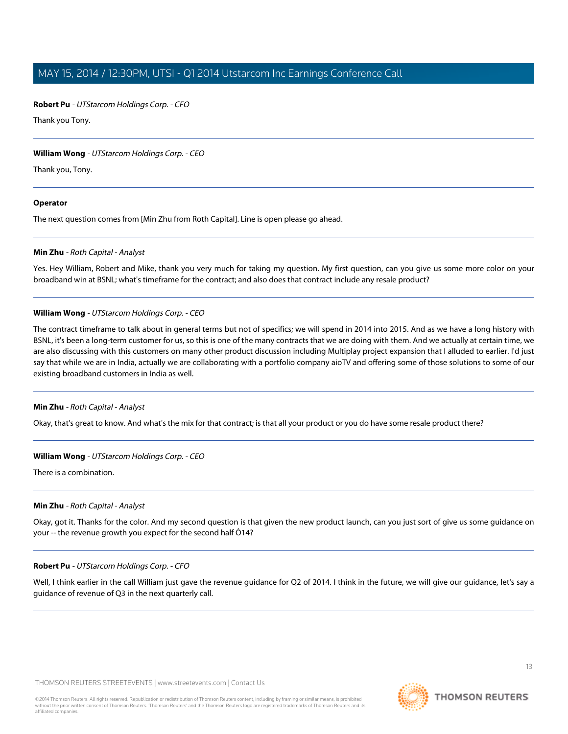**Robert Pu** - *UTStarcom Holdings Corp. - CFO*

Thank you Tony.

---

**William Wong** - *UTStarcom Holdings Corp. - CEO*

Thank you, Tony.

---

**Operator**

The next question comes from [Min Zhu from Roth Capital]. Line is open please go ahead.

---

**Min Zhu** - *Roth Capital - Analyst*

Yes. Hey William, Robert and Mike, thank you very much for taking my question. My first question, can you give us some more color on your broadband win at BSNL; what's timeframe for the contract; and also does that contract include any resale product?

---

**William Wong** - *UTStarcom Holdings Corp. - CEO*

The contract timeframe to talk about in general terms but not of specifics; we will spend in 2014 into 2015. And as we have a long history with BSNL, it's been a long-term customer for us, so this is one of the many contracts that we are doing with them. And we actually at certain time, we are also discussing with this customers on many other product discussion including Multiplay project expansion that I alluded to earlier. I'd just say that while we are in India, actually we are collaborating with a portfolio company aioTV and offering some of those solutions to some of our existing broadband customers in India as well.

---

**Min Zhu** - *Roth Capital - Analyst*

Okay, that's great to know. And what's the mix for that contract; is that all your product or you do have some resale product there?

---

**William Wong** - *UTStarcom Holdings Corp. - CEO*

There is a combination.

---

**Min Zhu** - *Roth Capital - Analyst*

Okay, got it. Thanks for the color. And my second question is that given the new product launch, can you just sort of give us some guidance on your -- the revenue growth you expect for the second half Ô14?

---

**Robert Pu** - *UTStarcom Holdings Corp. - CFO*

Well, I think earlier in the call William just gave the revenue guidance for Q2 of 2014. I think in the future, we will give our guidance, let's say a guidance of revenue of Q3 in the next quarterly call.

---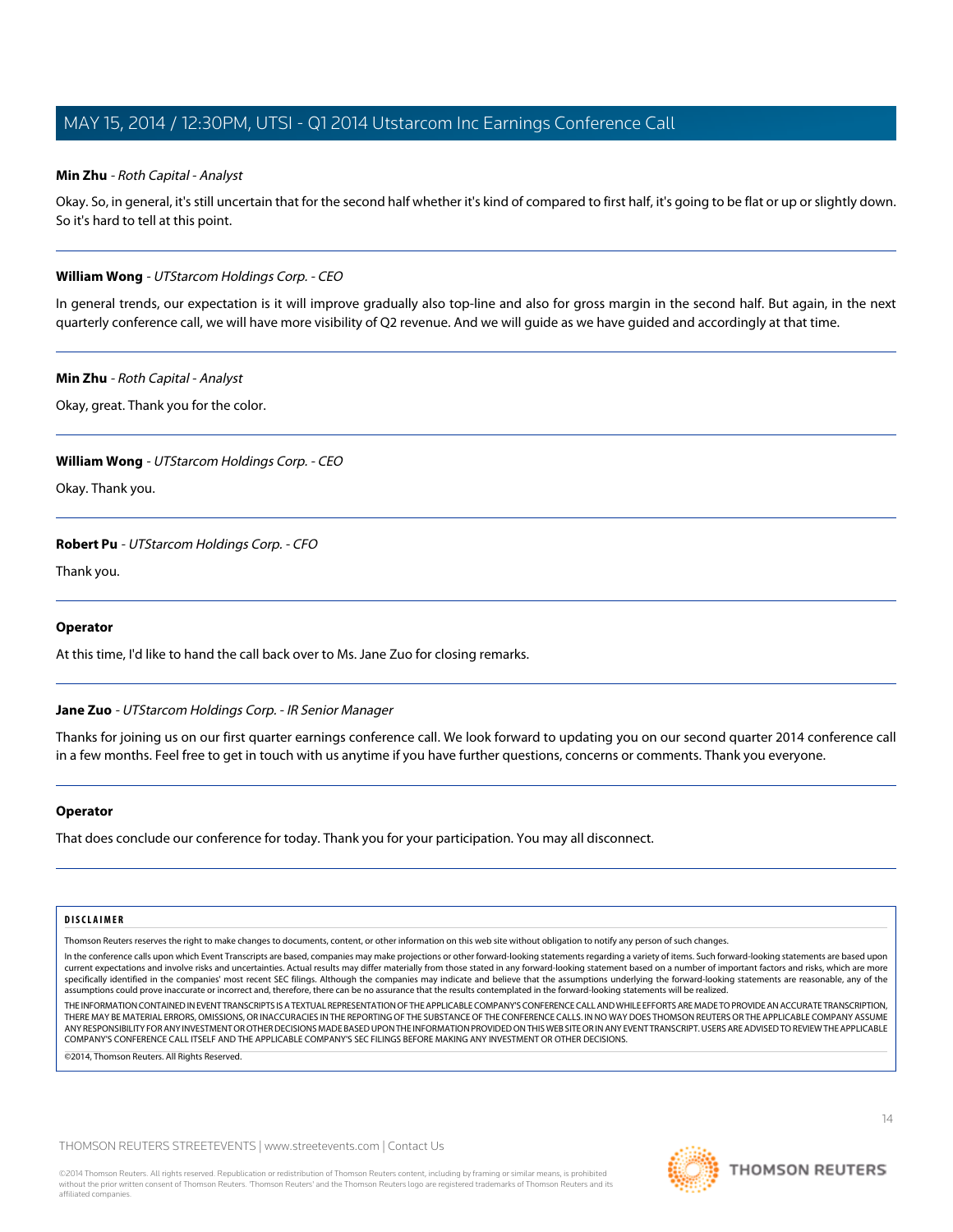**Min Zhu** - *Roth Capital - Analyst*

Okay. So, in general, it's still uncertain that for the second half whether it's kind of compared to first half, it's going to be flat or up or slightly down. So it's hard to tell at this point.

---

**William Wong** - *UTStarcom Holdings Corp. - CEO*

In general trends, our expectation is it will improve gradually also top-line and also for gross margin in the second half. But again, in the next quarterly conference call, we will have more visibility of Q2 revenue. And we will guide as we have guided and accordingly at that time.

---

**Min Zhu** - *Roth Capital - Analyst*

Okay, great. Thank you for the color.

---

**William Wong** - *UTStarcom Holdings Corp. - CEO*

Okay. Thank you.

---

**Robert Pu** - *UTStarcom Holdings Corp. - CFO*

Thank you.

---

**Operator**

At this time, I'd like to hand the call back over to Ms. Jane Zuo for closing remarks.

---

**Jane Zuo** - *UTStarcom Holdings Corp. - IR Senior Manager*

Thanks for joining us on our first quarter earnings conference call. We look forward to updating you on our second quarter 2014 conference call in a few months. Feel free to get in touch with us anytime if you have further questions, concerns or comments. Thank you everyone.

---

**Operator**

That does conclude our conference for today. Thank you for your participation. You may all disconnect.

---

**DISCLAIMER**

Thomson Reuters reserves the right to make changes to documents, content, or other information on this web site without obligation to notify any person of such changes.

In the conference calls upon which Event Transcripts are based, companies may make projections or other forward-looking statements regarding a variety of items. Such forward-looking statements are based upon current expectations and involve risks and uncertainties. Actual results may differ materially from those stated in any forward-looking statement based on a number of important factors and risks, which are more specifically identified in the companies' most recent SEC filings. Although the companies may indicate and believe that the assumptions underlying the forward-looking statements are reasonable, any of the assumptions could prove inaccurate or incorrect and, therefore, there can be no assurance that the results contemplated in the forward-looking statements will be realized.

THE INFORMATION CONTAINED IN EVENT TRANSCRIPTS IS A TEXTUAL REPRESENTATION OF THE APPLICABLE COMPANY'S CONFERENCE CALL AND WHILE EFFORTS ARE MADE TO PROVIDE AN ACCURATE TRANSCRIPTION, THERE MAY BE MATERIAL ERRORS, OMISSIONS, OR INACCURACIES IN THE REPORTING OF THE SUBSTANCE OF THE CONFERENCE CALLS. IN NO WAY DOES THOMSON REUTERS OR THE APPLICABLE COMPANY ASSUME ANY RESPONSIBILITY FOR ANY INVESTMENT OR OTHER DECISIONS MADE BASED UPON THE INFORMATION PROVIDED ON THIS WEB SITE OR IN ANY EVENT TRANSCRIPT. USERS ARE ADVISED TO REVIEW THE APPLICABLE COMPANY'S CONFERENCE CALL ITSELF AND THE APPLICABLE COMPANY'S SEC FILINGS BEFORE MAKING ANY INVESTMENT OR OTHER DECISIONS.

©2014, Thomson Reuters. All Rights Reserved.